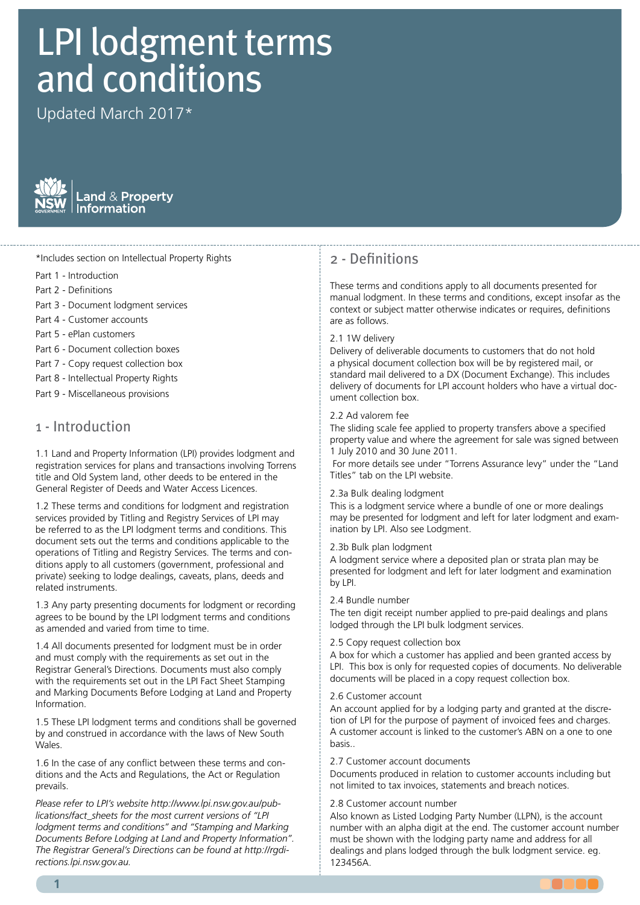# LPI lodgment terms and conditions

Updated March 2017*

NSW Government | Land & Property Information

*Includes section on Intellectual Property Rights

Part 1 - Introduction
Part 2 - Definitions
Part 3 - Document lodgment services
Part 4 - Customer accounts
Part 5 - ePlan customers
Part 6 - Document collection boxes
Part 7 - Copy request collection box
Part 8 - Intellectual Property Rights
Part 9 - Miscellaneous provisions

## 1 - Introduction

1.1 Land and Property Information (LPI) provides lodgment and registration services for plans and transactions involving Torrens title and Old System land, other deeds to be entered in the General Register of Deeds and Water Access Licences.

1.2 These terms and conditions for lodgment and registration services provided by Titling and Registry Services of LPI may be referred to as the LPI lodgment terms and conditions. This document sets out the terms and conditions applicable to the operations of Titling and Registry Services. The terms and conditions apply to all customers (government, professional and private) seeking to lodge dealings, caveats, plans, deeds and related instruments.

1.3 Any party presenting documents for lodgment or recording agrees to be bound by the LPI lodgment terms and conditions as amended and varied from time to time.

1.4 All documents presented for lodgment must be in order and must comply with the requirements as set out in the Registrar General's Directions. Documents must also comply with the requirements set out in the LPI Fact Sheet Stamping and Marking Documents Before Lodging at Land and Property Information.

1.5 These LPI lodgment terms and conditions shall be governed by and construed in accordance with the laws of New South Wales.

1.6 In the case of any conflict between these terms and conditions and the Acts and Regulations, the Act or Regulation prevails.

*Please refer to LPI's website http://www.lpi.nsw.gov.au/publications/fact_sheets for the most current versions of "LPI lodgment terms and conditions" and "Stamping and Marking Documents Before Lodging at Land and Property Information". The Registrar General's Directions can be found at http://rgdirections.lpi.nsw.gov.au.*

## 2 - Definitions

These terms and conditions apply to all documents presented for manual lodgment. In these terms and conditions, except insofar as the context or subject matter otherwise indicates or requires, definitions are as follows.

2.1 1W delivery
Delivery of deliverable documents to customers that do not hold a physical document collection box will be by registered mail, or standard mail delivered to a DX (Document Exchange). This includes delivery of documents for LPI account holders who have a virtual document collection box.

2.2 Ad valorem fee
The sliding scale fee applied to property transfers above a specified property value and where the agreement for sale was signed between 1 July 2010 and 30 June 2011.
For more details see under "Torrens Assurance levy" under the "Land Titles" tab on the LPI website.

2.3a Bulk dealing lodgment
This is a lodgment service where a bundle of one or more dealings may be presented for lodgment and left for later lodgment and examination by LPI. Also see Lodgment.

2.3b Bulk plan lodgment
A lodgment service where a deposited plan or strata plan may be presented for lodgment and left for later lodgment and examination by LPI.

2.4 Bundle number
The ten digit receipt number applied to pre-paid dealings and plans lodged through the LPI bulk lodgment services.

2.5 Copy request collection box
A box for which a customer has applied and been granted access by LPI. This box is only for requested copies of documents. No deliverable documents will be placed in a copy request collection box.

2.6 Customer account
An account applied for by a lodging party and granted at the discretion of LPI for the purpose of payment of invoiced fees and charges. A customer account is linked to the customer's ABN on a one to one basis..

2.7 Customer account documents
Documents produced in relation to customer accounts including but not limited to tax invoices, statements and breach notices.

2.8 Customer account number
Also known as Listed Lodging Party Number (LLPN), is the account number with an alpha digit at the end. The customer account number must be shown with the lodging party name and address for all dealings and plans lodged through the bulk lodgment service. eg. 123456A.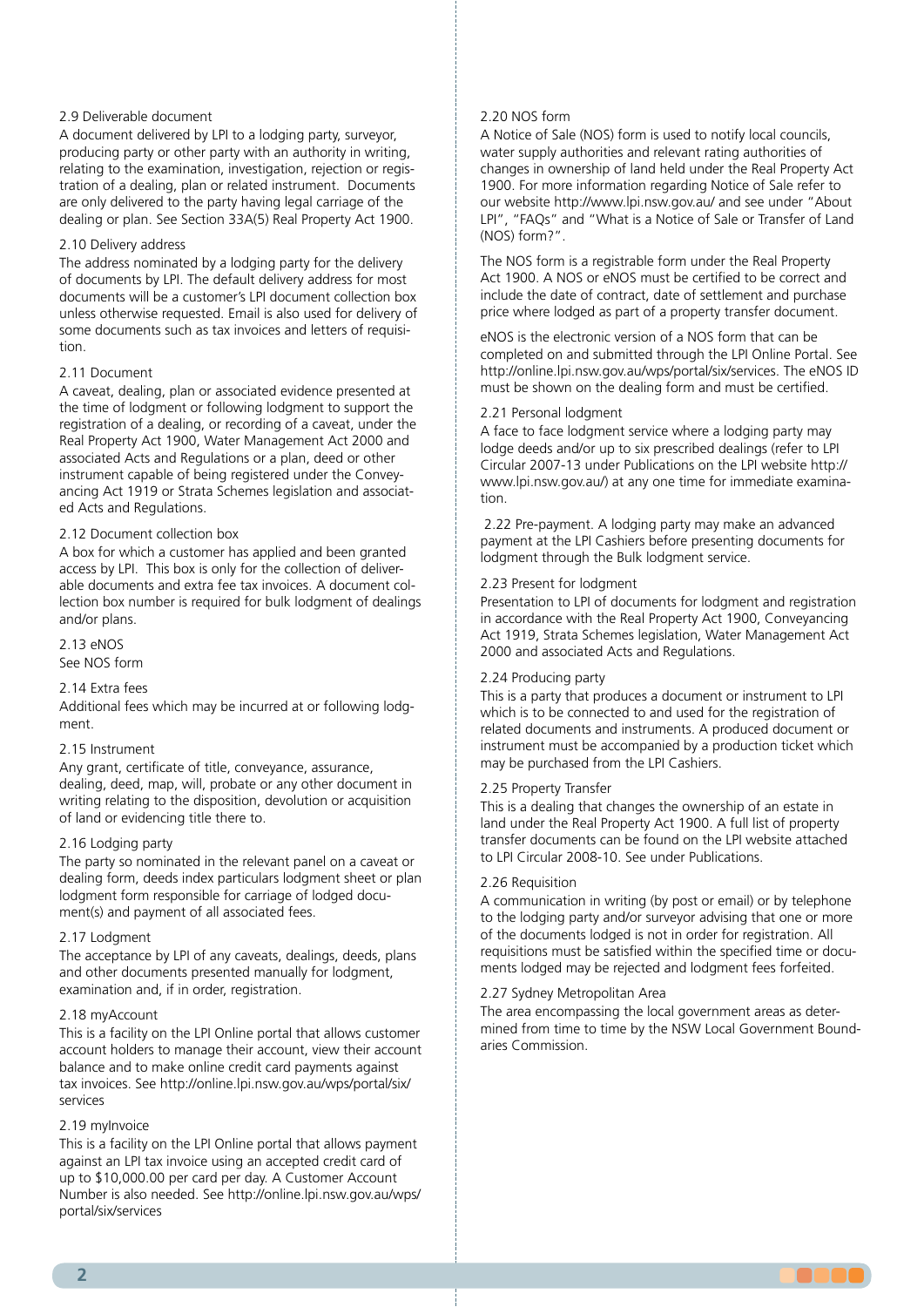2.9 Deliverable document

A document delivered by LPI to a lodging party, surveyor, producing party or other party with an authority in writing, relating to the examination, investigation, rejection or registration of a dealing, plan or related instrument. Documents are only delivered to the party having legal carriage of the dealing or plan. See Section 33A(5) Real Property Act 1900.

2.10 Delivery address

The address nominated by a lodging party for the delivery of documents by LPI. The default delivery address for most documents will be a customer's LPI document collection box unless otherwise requested. Email is also used for delivery of some documents such as tax invoices and letters of requisition.

2.11 Document

A caveat, dealing, plan or associated evidence presented at the time of lodgment or following lodgment to support the registration of a dealing, or recording of a caveat, under the Real Property Act 1900, Water Management Act 2000 and associated Acts and Regulations or a plan, deed or other instrument capable of being registered under the Conveyancing Act 1919 or Strata Schemes legislation and associated Acts and Regulations.

2.12 Document collection box

A box for which a customer has applied and been granted access by LPI. This box is only for the collection of deliverable documents and extra fee tax invoices. A document collection box number is required for bulk lodgment of dealings and/or plans.

2.13 eNOS

See NOS form

2.14 Extra fees

Additional fees which may be incurred at or following lodgment.

2.15 Instrument

Any grant, certificate of title, conveyance, assurance, dealing, deed, map, will, probate or any other document in writing relating to the disposition, devolution or acquisition of land or evidencing title there to.

2.16 Lodging party

The party so nominated in the relevant panel on a caveat or dealing form, deeds index particulars lodgment sheet or plan lodgment form responsible for carriage of lodged document(s) and payment of all associated fees.

2.17 Lodgment

The acceptance by LPI of any caveats, dealings, deeds, plans and other documents presented manually for lodgment, examination and, if in order, registration.

2.18 myAccount

This is a facility on the LPI Online portal that allows customer account holders to manage their account, view their account balance and to make online credit card payments against tax invoices. See http://online.lpi.nsw.gov.au/wps/portal/six/services

2.19 myInvoice

This is a facility on the LPI Online portal that allows payment against an LPI tax invoice using an accepted credit card of up to $10,000.00 per card per day. A Customer Account Number is also needed. See http://online.lpi.nsw.gov.au/wps/portal/six/services

2.20 NOS form

A Notice of Sale (NOS) form is used to notify local councils, water supply authorities and relevant rating authorities of changes in ownership of land held under the Real Property Act 1900. For more information regarding Notice of Sale refer to our website http://www.lpi.nsw.gov.au/ and see under "About LPI", "FAQs" and "What is a Notice of Sale or Transfer of Land (NOS) form?".

The NOS form is a registrable form under the Real Property Act 1900. A NOS or eNOS must be certified to be correct and include the date of contract, date of settlement and purchase price where lodged as part of a property transfer document.

eNOS is the electronic version of a NOS form that can be completed on and submitted through the LPI Online Portal. See http://online.lpi.nsw.gov.au/wps/portal/six/services. The eNOS ID must be shown on the dealing form and must be certified.

2.21 Personal lodgment

A face to face lodgment service where a lodging party may lodge deeds and/or up to six prescribed dealings (refer to LPI Circular 2007-13 under Publications on the LPI website http://www.lpi.nsw.gov.au/) at any one time for immediate examination.

2.22 Pre-payment. A lodging party may make an advanced payment at the LPI Cashiers before presenting documents for lodgment through the Bulk lodgment service.

2.23 Present for lodgment

Presentation to LPI of documents for lodgment and registration in accordance with the Real Property Act 1900, Conveyancing Act 1919, Strata Schemes legislation, Water Management Act 2000 and associated Acts and Regulations.

2.24 Producing party

This is a party that produces a document or instrument to LPI which is to be connected to and used for the registration of related documents and instruments. A produced document or instrument must be accompanied by a production ticket which may be purchased from the LPI Cashiers.

2.25 Property Transfer

This is a dealing that changes the ownership of an estate in land under the Real Property Act 1900. A full list of property transfer documents can be found on the LPI website attached to LPI Circular 2008-10. See under Publications.

2.26 Requisition

A communication in writing (by post or email) or by telephone to the lodging party and/or surveyor advising that one or more of the documents lodged is not in order for registration. All requisitions must be satisfied within the specified time or documents lodged may be rejected and lodgment fees forfeited.

2.27 Sydney Metropolitan Area

The area encompassing the local government areas as determined from time to time by the NSW Local Government Boundaries Commission.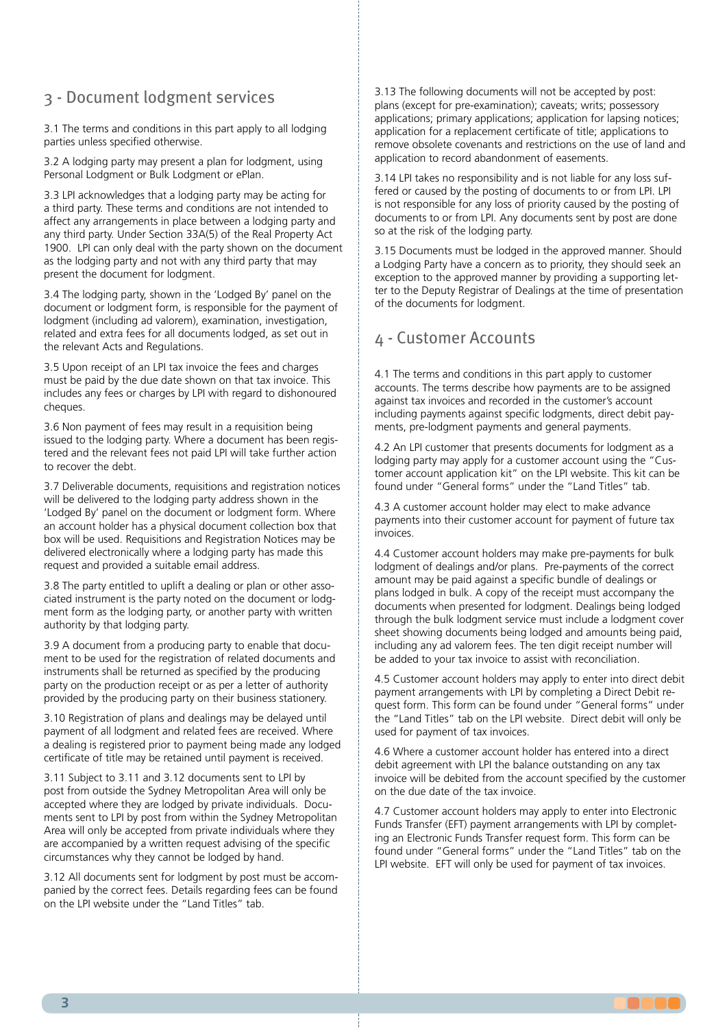## 3 - Document lodgment services

3.1 The terms and conditions in this part apply to all lodging parties unless specified otherwise.

3.2 A lodging party may present a plan for lodgment, using Personal Lodgment or Bulk Lodgment or ePlan.

3.3 LPI acknowledges that a lodging party may be acting for a third party. These terms and conditions are not intended to affect any arrangements in place between a lodging party and any third party. Under Section 33A(5) of the Real Property Act 1900. LPI can only deal with the party shown on the document as the lodging party and not with any third party that may present the document for lodgment.

3.4 The lodging party, shown in the 'Lodged By' panel on the document or lodgment form, is responsible for the payment of lodgment (including ad valorem), examination, investigation, related and extra fees for all documents lodged, as set out in the relevant Acts and Regulations.

3.5 Upon receipt of an LPI tax invoice the fees and charges must be paid by the due date shown on that tax invoice. This includes any fees or charges by LPI with regard to dishonoured cheques.

3.6 Non payment of fees may result in a requisition being issued to the lodging party. Where a document has been registered and the relevant fees not paid LPI will take further action to recover the debt.

3.7 Deliverable documents, requisitions and registration notices will be delivered to the lodging party address shown in the 'Lodged By' panel on the document or lodgment form. Where an account holder has a physical document collection box that box will be used. Requisitions and Registration Notices may be delivered electronically where a lodging party has made this request and provided a suitable email address.

3.8 The party entitled to uplift a dealing or plan or other associated instrument is the party noted on the document or lodgment form as the lodging party, or another party with written authority by that lodging party.

3.9 A document from a producing party to enable that document to be used for the registration of related documents and instruments shall be returned as specified by the producing party on the production receipt or as per a letter of authority provided by the producing party on their business stationery.

3.10 Registration of plans and dealings may be delayed until payment of all lodgment and related fees are received. Where a dealing is registered prior to payment being made any lodged certificate of title may be retained until payment is received.

3.11 Subject to 3.11 and 3.12 documents sent to LPI by post from outside the Sydney Metropolitan Area will only be accepted where they are lodged by private individuals. Documents sent to LPI by post from within the Sydney Metropolitan Area will only be accepted from private individuals where they are accompanied by a written request advising of the specific circumstances why they cannot be lodged by hand.

3.12 All documents sent for lodgment by post must be accompanied by the correct fees. Details regarding fees can be found on the LPI website under the "Land Titles" tab.

3.13 The following documents will not be accepted by post: plans (except for pre-examination); caveats; writs; possessory applications; primary applications; application for lapsing notices; application for a replacement certificate of title; applications to remove obsolete covenants and restrictions on the use of land and application to record abandonment of easements.

3.14 LPI takes no responsibility and is not liable for any loss suffered or caused by the posting of documents to or from LPI. LPI is not responsible for any loss of priority caused by the posting of documents to or from LPI. Any documents sent by post are done so at the risk of the lodging party.

3.15 Documents must be lodged in the approved manner. Should a Lodging Party have a concern as to priority, they should seek an exception to the approved manner by providing a supporting letter to the Deputy Registrar of Dealings at the time of presentation of the documents for lodgment.

## 4 - Customer Accounts

4.1 The terms and conditions in this part apply to customer accounts. The terms describe how payments are to be assigned against tax invoices and recorded in the customer's account including payments against specific lodgments, direct debit payments, pre-lodgment payments and general payments.

4.2 An LPI customer that presents documents for lodgment as a lodging party may apply for a customer account using the "Customer account application kit" on the LPI website. This kit can be found under "General forms" under the "Land Titles" tab.

4.3 A customer account holder may elect to make advance payments into their customer account for payment of future tax invoices.

4.4 Customer account holders may make pre-payments for bulk lodgment of dealings and/or plans. Pre-payments of the correct amount may be paid against a specific bundle of dealings or plans lodged in bulk. A copy of the receipt must accompany the documents when presented for lodgment. Dealings being lodged through the bulk lodgment service must include a lodgment cover sheet showing documents being lodged and amounts being paid, including any ad valorem fees. The ten digit receipt number will be added to your tax invoice to assist with reconciliation.

4.5 Customer account holders may apply to enter into direct debit payment arrangements with LPI by completing a Direct Debit request form. This form can be found under "General forms" under the "Land Titles" tab on the LPI website. Direct debit will only be used for payment of tax invoices.

4.6 Where a customer account holder has entered into a direct debit agreement with LPI the balance outstanding on any tax invoice will be debited from the account specified by the customer on the due date of the tax invoice.

4.7 Customer account holders may apply to enter into Electronic Funds Transfer (EFT) payment arrangements with LPI by completing an Electronic Funds Transfer request form. This form can be found under "General forms" under the "Land Titles" tab on the LPI website. EFT will only be used for payment of tax invoices.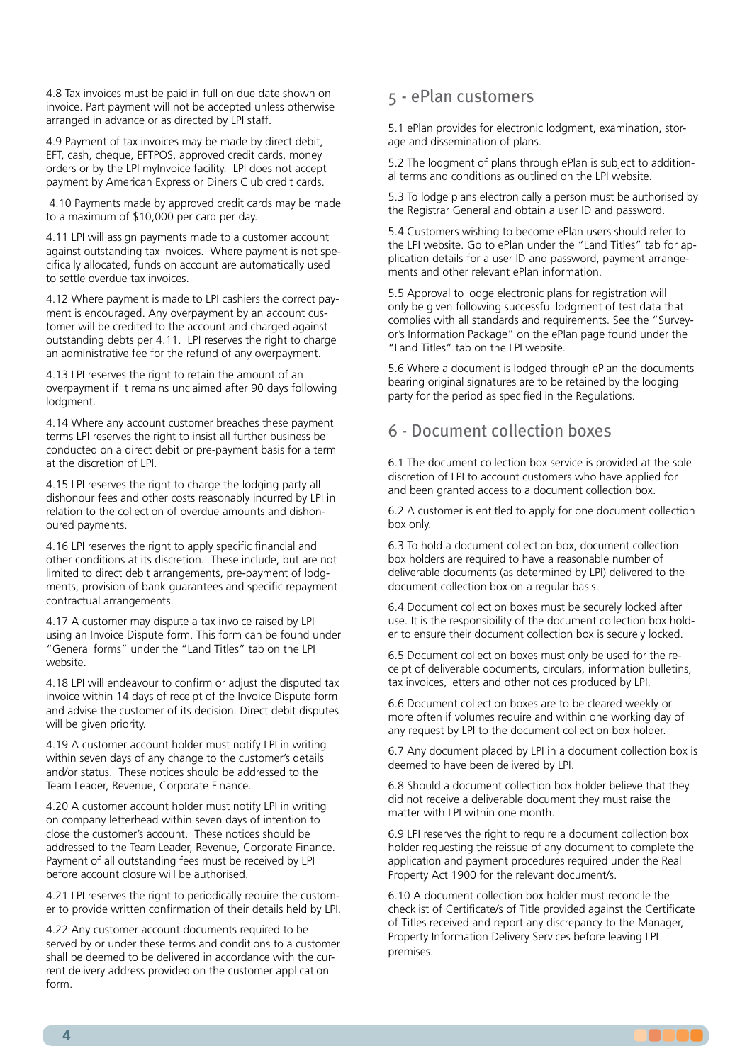4.8 Tax invoices must be paid in full on due date shown on invoice. Part payment will not be accepted unless otherwise arranged in advance or as directed by LPI staff.

4.9 Payment of tax invoices may be made by direct debit, EFT, cash, cheque, EFTPOS, approved credit cards, money orders or by the LPI myInvoice facility. LPI does not accept payment by American Express or Diners Club credit cards.

4.10 Payments made by approved credit cards may be made to a maximum of $10,000 per card per day.

4.11 LPI will assign payments made to a customer account against outstanding tax invoices. Where payment is not specifically allocated, funds on account are automatically used to settle overdue tax invoices.

4.12 Where payment is made to LPI cashiers the correct payment is encouraged. Any overpayment by an account customer will be credited to the account and charged against outstanding debts per 4.11. LPI reserves the right to charge an administrative fee for the refund of any overpayment.

4.13 LPI reserves the right to retain the amount of an overpayment if it remains unclaimed after 90 days following lodgment.

4.14 Where any account customer breaches these payment terms LPI reserves the right to insist all further business be conducted on a direct debit or pre-payment basis for a term at the discretion of LPI.

4.15 LPI reserves the right to charge the lodging party all dishonour fees and other costs reasonably incurred by LPI in relation to the collection of overdue amounts and dishonoured payments.

4.16 LPI reserves the right to apply specific financial and other conditions at its discretion. These include, but are not limited to direct debit arrangements, pre-payment of lodgments, provision of bank guarantees and specific repayment contractual arrangements.

4.17 A customer may dispute a tax invoice raised by LPI using an Invoice Dispute form. This form can be found under "General forms" under the "Land Titles" tab on the LPI website.

4.18 LPI will endeavour to confirm or adjust the disputed tax invoice within 14 days of receipt of the Invoice Dispute form and advise the customer of its decision. Direct debit disputes will be given priority.

4.19 A customer account holder must notify LPI in writing within seven days of any change to the customer's details and/or status. These notices should be addressed to the Team Leader, Revenue, Corporate Finance.

4.20 A customer account holder must notify LPI in writing on company letterhead within seven days of intention to close the customer's account. These notices should be addressed to the Team Leader, Revenue, Corporate Finance. Payment of all outstanding fees must be received by LPI before account closure will be authorised.

4.21 LPI reserves the right to periodically require the customer to provide written confirmation of their details held by LPI.

4.22 Any customer account documents required to be served by or under these terms and conditions to a customer shall be deemed to be delivered in accordance with the current delivery address provided on the customer application form.

## 5 - ePlan customers

5.1 ePlan provides for electronic lodgment, examination, storage and dissemination of plans.

5.2 The lodgment of plans through ePlan is subject to additional terms and conditions as outlined on the LPI website.

5.3 To lodge plans electronically a person must be authorised by the Registrar General and obtain a user ID and password.

5.4 Customers wishing to become ePlan users should refer to the LPI website. Go to ePlan under the "Land Titles" tab for application details for a user ID and password, payment arrangements and other relevant ePlan information.

5.5 Approval to lodge electronic plans for registration will only be given following successful lodgment of test data that complies with all standards and requirements. See the "Surveyor's Information Package" on the ePlan page found under the "Land Titles" tab on the LPI website.

5.6 Where a document is lodged through ePlan the documents bearing original signatures are to be retained by the lodging party for the period as specified in the Regulations.

## 6 - Document collection boxes

6.1 The document collection box service is provided at the sole discretion of LPI to account customers who have applied for and been granted access to a document collection box.

6.2 A customer is entitled to apply for one document collection box only.

6.3 To hold a document collection box, document collection box holders are required to have a reasonable number of deliverable documents (as determined by LPI) delivered to the document collection box on a regular basis.

6.4 Document collection boxes must be securely locked after use. It is the responsibility of the document collection box holder to ensure their document collection box is securely locked.

6.5 Document collection boxes must only be used for the receipt of deliverable documents, circulars, information bulletins, tax invoices, letters and other notices produced by LPI.

6.6 Document collection boxes are to be cleared weekly or more often if volumes require and within one working day of any request by LPI to the document collection box holder.

6.7 Any document placed by LPI in a document collection box is deemed to have been delivered by LPI.

6.8 Should a document collection box holder believe that they did not receive a deliverable document they must raise the matter with LPI within one month.

6.9 LPI reserves the right to require a document collection box holder requesting the reissue of any document to complete the application and payment procedures required under the Real Property Act 1900 for the relevant document/s.

6.10 A document collection box holder must reconcile the checklist of Certificate/s of Title provided against the Certificate of Titles received and report any discrepancy to the Manager, Property Information Delivery Services before leaving LPI premises.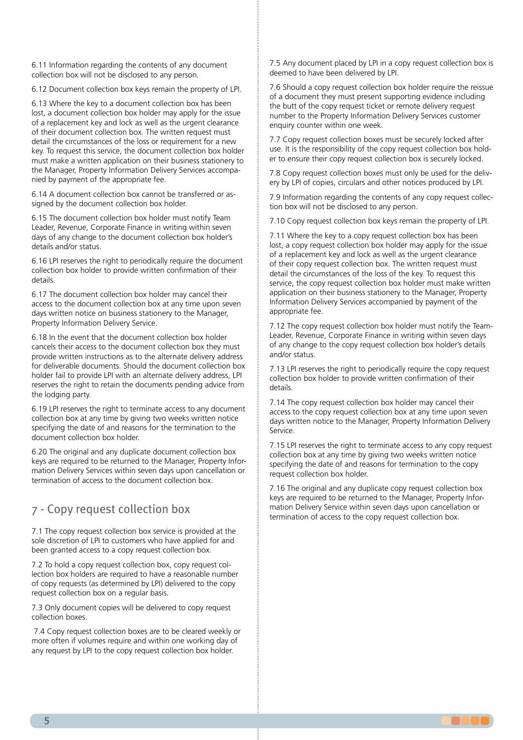6.11 Information regarding the contents of any document collection box will not be disclosed to any person.

6.12 Document collection box keys remain the property of LPI.

6.13 Where the key to a document collection box has been lost, a document collection box holder may apply for the issue of a replacement key and lock as well as the urgent clearance of their document collection box. The written request must detail the circumstances of the loss or requirement for a new key. To request this service, the document collection box holder must make a written application on their business stationery to the Manager, Property Information Delivery Services accompanied by payment of the appropriate fee.

6.14 A document collection box cannot be transferred or assigned by the document collection box holder.

6.15 The document collection box holder must notify Team Leader, Revenue, Corporate Finance in writing within seven days of any change to the document collection box holder's details and/or status.

6.16 LPI reserves the right to periodically require the document collection box holder to provide written confirmation of their details.

6.17 The document collection box holder may cancel their access to the document collection box at any time upon seven days written notice on business stationery to the Manager, Property Information Delivery Service.

6.18 In the event that the document collection box holder cancels their access to the document collection box they must provide written instructions as to the alternate delivery address for deliverable documents. Should the document collection box holder fail to provide LPI with an alternate delivery address, LPI reserves the right to retain the documents pending advice from the lodging party.

6.19 LPI reserves the right to terminate access to any document collection box at any time by giving two weeks written notice specifying the date of and reasons for the termination to the document collection box holder.

6.20 The original and any duplicate document collection box keys are required to be returned to the Manager, Property Information Delivery Services within seven days upon cancellation or termination of access to the document collection box.

## 7 - Copy request collection box

7.1 The copy request collection box service is provided at the sole discretion of LPI to customers who have applied for and been granted access to a copy request collection box.

7.2 To hold a copy request collection box, copy request collection box holders are required to have a reasonable number of copy requests (as determined by LPI) delivered to the copy request collection box on a regular basis.

7.3 Only document copies will be delivered to copy request collection boxes.

7.4 Copy request collection boxes are to be cleared weekly or more often if volumes require and within one working day of any request by LPI to the copy request collection box holder.

7.5 Any document placed by LPI in a copy request collection box is deemed to have been delivered by LPI.

7.6 Should a copy request collection box holder require the reissue of a document they must present supporting evidence including the butt of the copy request ticket or remote delivery request number to the Property Information Delivery Services customer enquiry counter within one week.

7.7 Copy request collection boxes must be securely locked after use. It is the responsibility of the copy request collection box holder to ensure their copy request collection box is securely locked.

7.8 Copy request collection boxes must only be used for the delivery by LPI of copies, circulars and other notices produced by LPI.

7.9 Information regarding the contents of any copy request collection box will not be disclosed to any person.

7.10 Copy request collection box keys remain the property of LPI.

7.11 Where the key to a copy request collection box has been lost, a copy request collection box holder may apply for the issue of a replacement key and lock as well as the urgent clearance of their copy request collection box. The written request must detail the circumstances of the loss of the key. To request this service, the copy request collection box holder must make written application on their business stationery to the Manager, Property Information Delivery Services accompanied by payment of the appropriate fee.

7.12 The copy request collection box holder must notify the Team-Leader, Revenue, Corporate Finance in writing within seven days of any change to the copy request collection box holder's details and/or status.

7.13 LPI reserves the right to periodically require the copy request collection box holder to provide written confirmation of their details.

7.14 The copy request collection box holder may cancel their access to the copy request collection box at any time upon seven days written notice to the Manager, Property Information Delivery Service.

7.15 LPI reserves the right to terminate access to any copy request collection box at any time by giving two weeks written notice specifying the date of and reasons for termination to the copy request collection box holder.

7.16 The original and any duplicate copy request collection box keys are required to be returned to the Manager, Property Information Delivery Service within seven days upon cancellation or termination of access to the copy request collection box.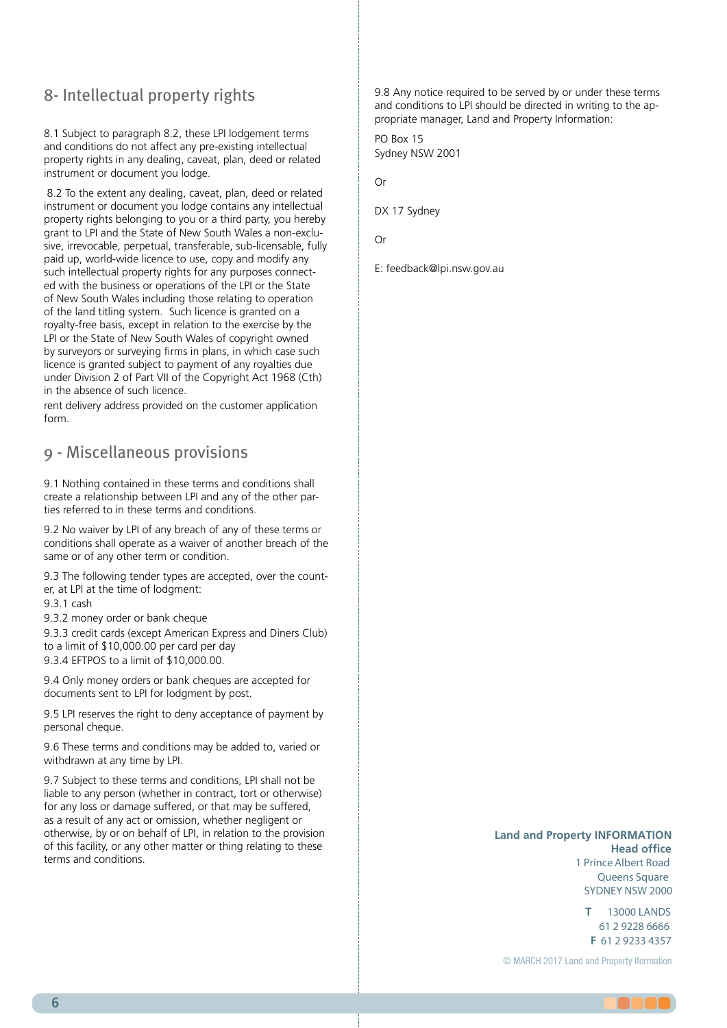## 8- Intellectual property rights

8.1 Subject to paragraph 8.2, these LPI lodgement terms and conditions do not affect any pre-existing intellectual property rights in any dealing, caveat, plan, deed or related instrument or document you lodge.

8.2 To the extent any dealing, caveat, plan, deed or related instrument or document you lodge contains any intellectual property rights belonging to you or a third party, you hereby grant to LPI and the State of New South Wales a non-exclusive, irrevocable, perpetual, transferable, sub-licensable, fully paid up, world-wide licence to use, copy and modify any such intellectual property rights for any purposes connected with the business or operations of the LPI or the State of New South Wales including those relating to operation of the land titling system. Such licence is granted on a royalty-free basis, except in relation to the exercise by the LPI or the State of New South Wales of copyright owned by surveyors or surveying firms in plans, in which case such licence is granted subject to payment of any royalties due under Division 2 of Part VII of the Copyright Act 1968 (Cth) in the absence of such licence.

rent delivery address provided on the customer application form.

## 9 - Miscellaneous provisions

9.1 Nothing contained in these terms and conditions shall create a relationship between LPI and any of the other parties referred to in these terms and conditions.

9.2 No waiver by LPI of any breach of any of these terms or conditions shall operate as a waiver of another breach of the same or of any other term or condition.

9.3 The following tender types are accepted, over the counter, at LPI at the time of lodgment:

9.3.1 cash

9.3.2 money order or bank cheque

9.3.3 credit cards (except American Express and Diners Club) to a limit of $10,000.00 per card per day

9.3.4 EFTPOS to a limit of $10,000.00.

9.4 Only money orders or bank cheques are accepted for documents sent to LPI for lodgment by post.

9.5 LPI reserves the right to deny acceptance of payment by personal cheque.

9.6 These terms and conditions may be added to, varied or withdrawn at any time by LPI.

9.7 Subject to these terms and conditions, LPI shall not be liable to any person (whether in contract, tort or otherwise) for any loss or damage suffered, or that may be suffered, as a result of any act or omission, whether negligent or otherwise, by or on behalf of LPI, in relation to the provision of this facility, or any other matter or thing relating to these terms and conditions.

9.8 Any notice required to be served by or under these terms and conditions to LPI should be directed in writing to the appropriate manager, Land and Property Information:

PO Box 15
Sydney NSW 2001

Or

DX 17 Sydney

Or

E: feedback@lpi.nsw.gov.au

**Land and Property INFORMATION**
**Head office**
1 Prince Albert Road
Queens Square
SYDNEY NSW 2000

**T** 13000 LANDS
61 2 9228 6666
**F** 61 2 9233 4357

© MARCH 2017 Land and Property Ifformation